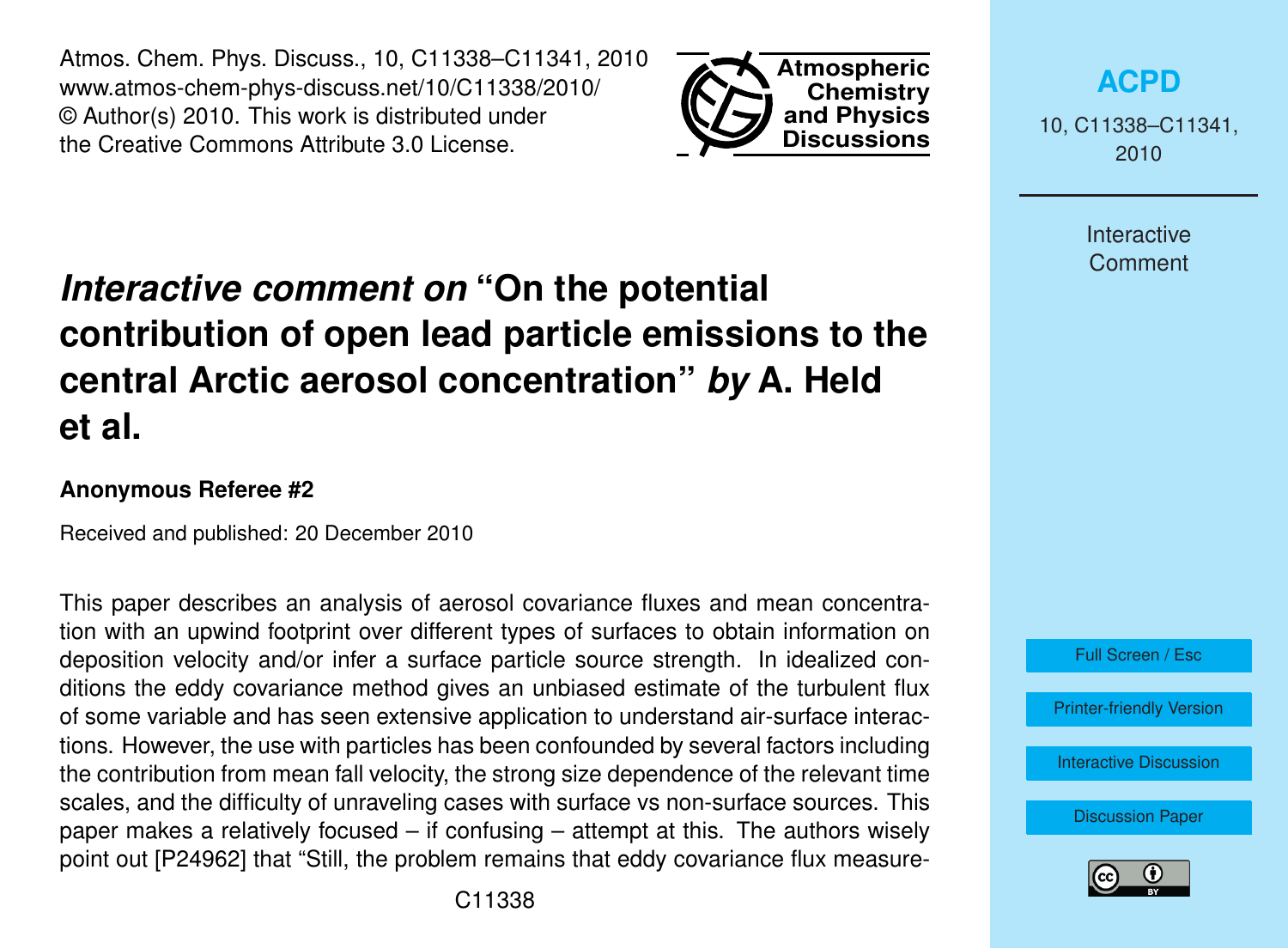# *Interactive comment on* "On the potential contribution of open lead particle emissions to the central Arctic aerosol concentration" *by* A. Held et al.

**Anonymous Referee #2**

Received and published: 20 December 2010

This paper describes an analysis of aerosol covariance fluxes and mean concentration with an upwind footprint over different types of surfaces to obtain information on deposition velocity and/or infer a surface particle source strength. In idealized conditions the eddy covariance method gives an unbiased estimate of the turbulent flux of some variable and has seen extensive application to understand air-surface interactions. However, the use with particles has been confounded by several factors including the contribution from mean fall velocity, the strong size dependence of the relevant time scales, and the difficulty of unraveling cases with surface vs non-surface sources. This paper makes a relatively focused – if confusing – attempt at this. The authors wisely point out [P24962] that "Still, the problem remains that eddy covariance flux measure-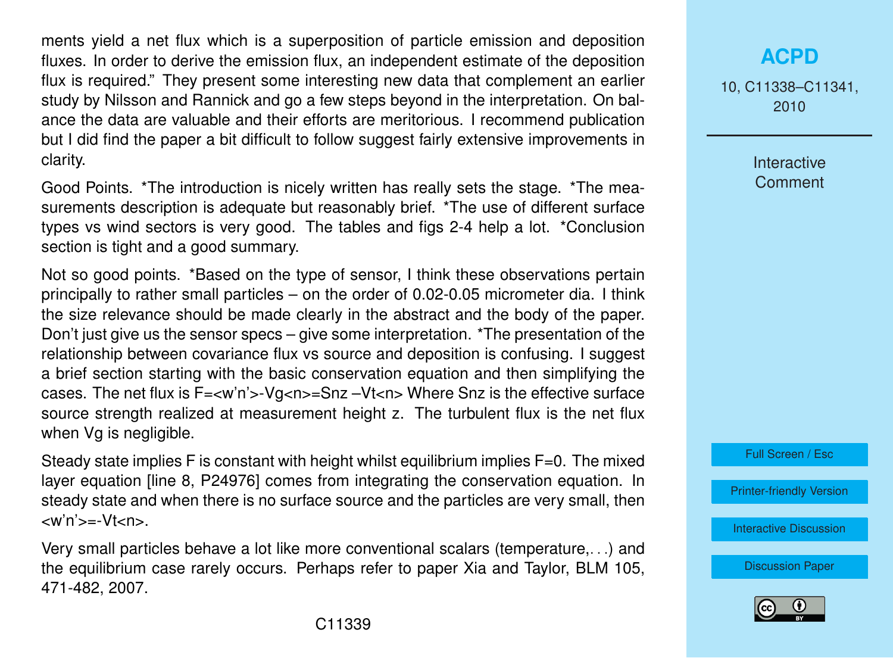ments yield a net flux which is a superposition of particle emission and deposition fluxes. In order to derive the emission flux, an independent estimate of the deposition flux is required." They present some interesting new data that complement an earlier study by Nilsson and Rannick and go a few steps beyond in the interpretation. On balance the data are valuable and their efforts are meritorious. I recommend publication but I did find the paper a bit difficult to follow suggest fairly extensive improvements in clarity.

Good Points. *The introduction is nicely written has really sets the stage. *The measurements description is adequate but reasonably brief. *The use of different surface types vs wind sectors is very good. The tables and figs 2-4 help a lot. *Conclusion section is tight and a good summary.

Not so good points. *Based on the type of sensor, I think these observations pertain principally to rather small particles – on the order of 0.02-0.05 micrometer dia. I think the size relevance should be made clearly in the abstract and the body of the paper. Don't just give us the sensor specs – give some interpretation. *The presentation of the relationship between covariance flux vs source and deposition is confusing. I suggest a brief section starting with the basic conservation equation and then simplifying the cases. The net flux is $F=\langle w'n' \rangle - V_g \langle n \rangle = S_{nz} - V_t \langle n \rangle$ Where $S_{nz}$ is the effective surface source strength realized at measurement height z. The turbulent flux is the net flux when $V_g$ is negligible.

Steady state implies F is constant with height whilst equilibrium implies F=0. The mixed layer equation [line 8, P24976] comes from integrating the conservation equation. In steady state and when there is no surface source and the particles are very small, then $\langle w'n' \rangle = -V_t \langle n \rangle$.

Very small particles behave a lot like more conventional scalars (temperature,...) and the equilibrium case rarely occurs. Perhaps refer to paper Xia and Taylor, BLM 105, 471-482, 2007.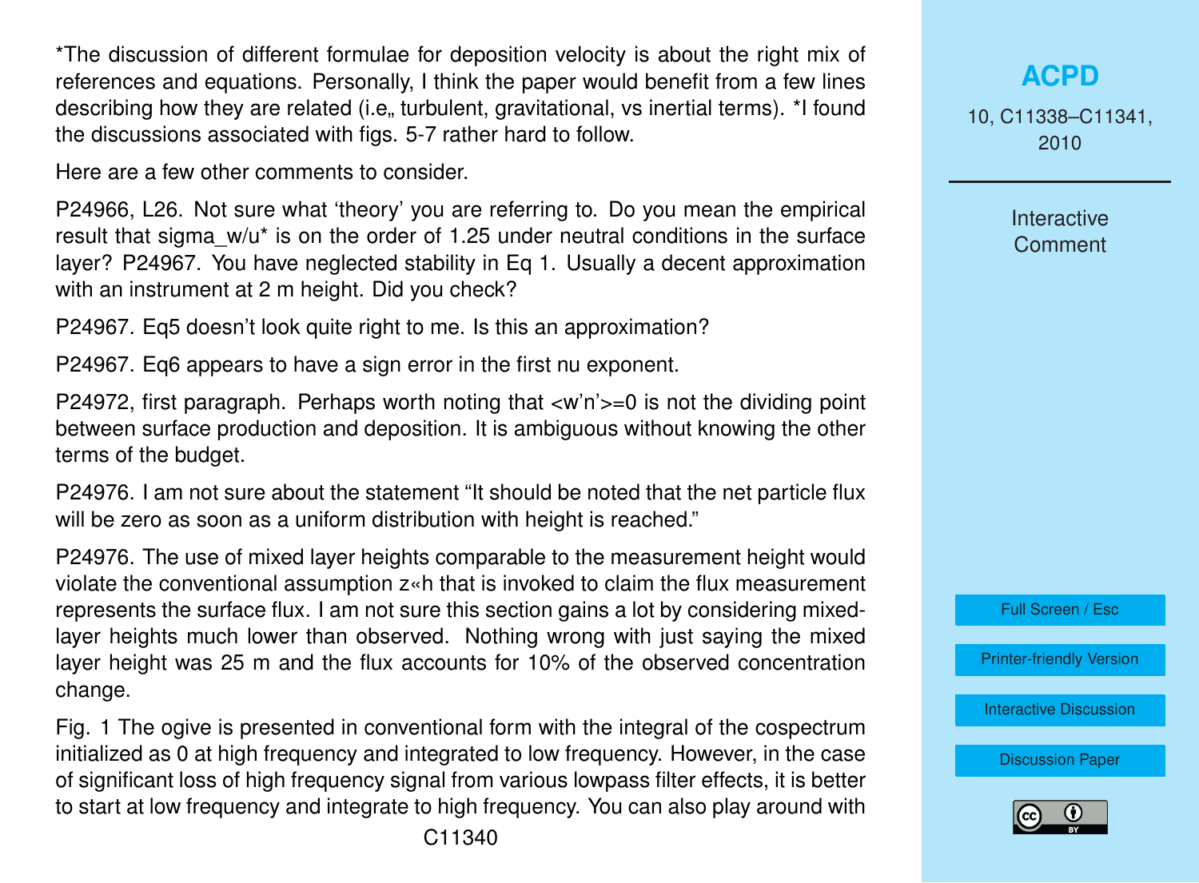*The discussion of different formulae for deposition velocity is about the right mix of references and equations. Personally, I think the paper would benefit from a few lines describing how they are related (i.e„ turbulent, gravitational, vs inertial terms). *I found the discussions associated with figs. 5-7 rather hard to follow.

Here are a few other comments to consider.

P24966, L26. Not sure what 'theory' you are referring to. Do you mean the empirical result that sigma_w/u* is on the order of 1.25 under neutral conditions in the surface layer? P24967. You have neglected stability in Eq 1. Usually a decent approximation with an instrument at 2 m height. Did you check?

P24967. Eq5 doesn't look quite right to me. Is this an approximation?

P24967. Eq6 appears to have a sign error in the first nu exponent.

P24972, first paragraph. Perhaps worth noting that <w'n'>=0 is not the dividing point between surface production and deposition. It is ambiguous without knowing the other terms of the budget.

P24976. I am not sure about the statement "It should be noted that the net particle flux will be zero as soon as a uniform distribution with height is reached."

P24976. The use of mixed layer heights comparable to the measurement height would violate the conventional assumption z«h that is invoked to claim the flux measurement represents the surface flux. I am not sure this section gains a lot by considering mixed-layer heights much lower than observed. Nothing wrong with just saying the mixed layer height was 25 m and the flux accounts for 10% of the observed concentration change.

Fig. 1 The ogive is presented in conventional form with the integral of the cospectrum initialized as 0 at high frequency and integrated to low frequency. However, in the case of significant loss of high frequency signal from various lowpass filter effects, it is better to start at low frequency and integrate to high frequency. You can also play around with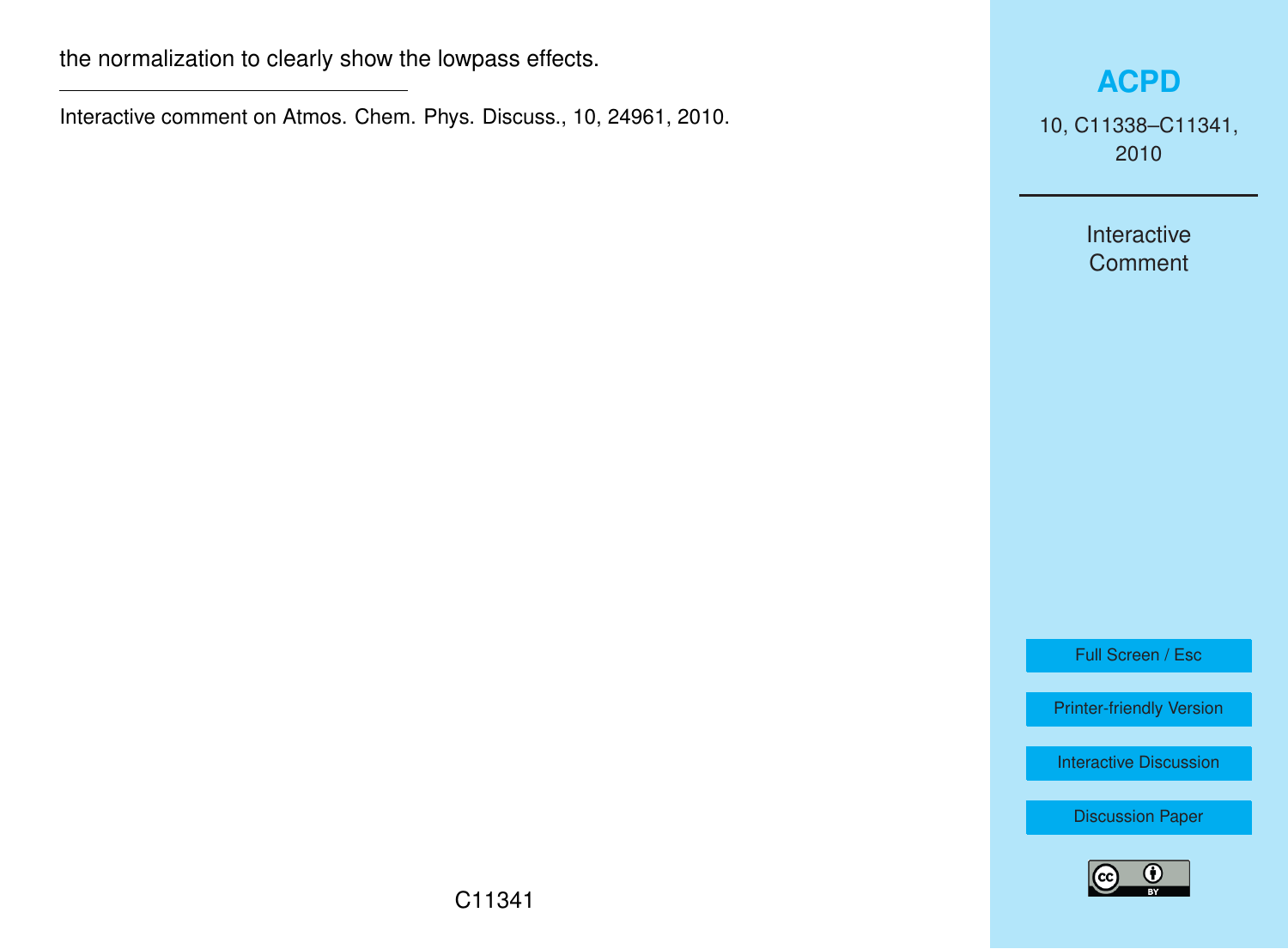the normalization to clearly show the lowpass effects.

---

Interactive comment on Atmos. Chem. Phys. Discuss., 10, 24961, 2010.